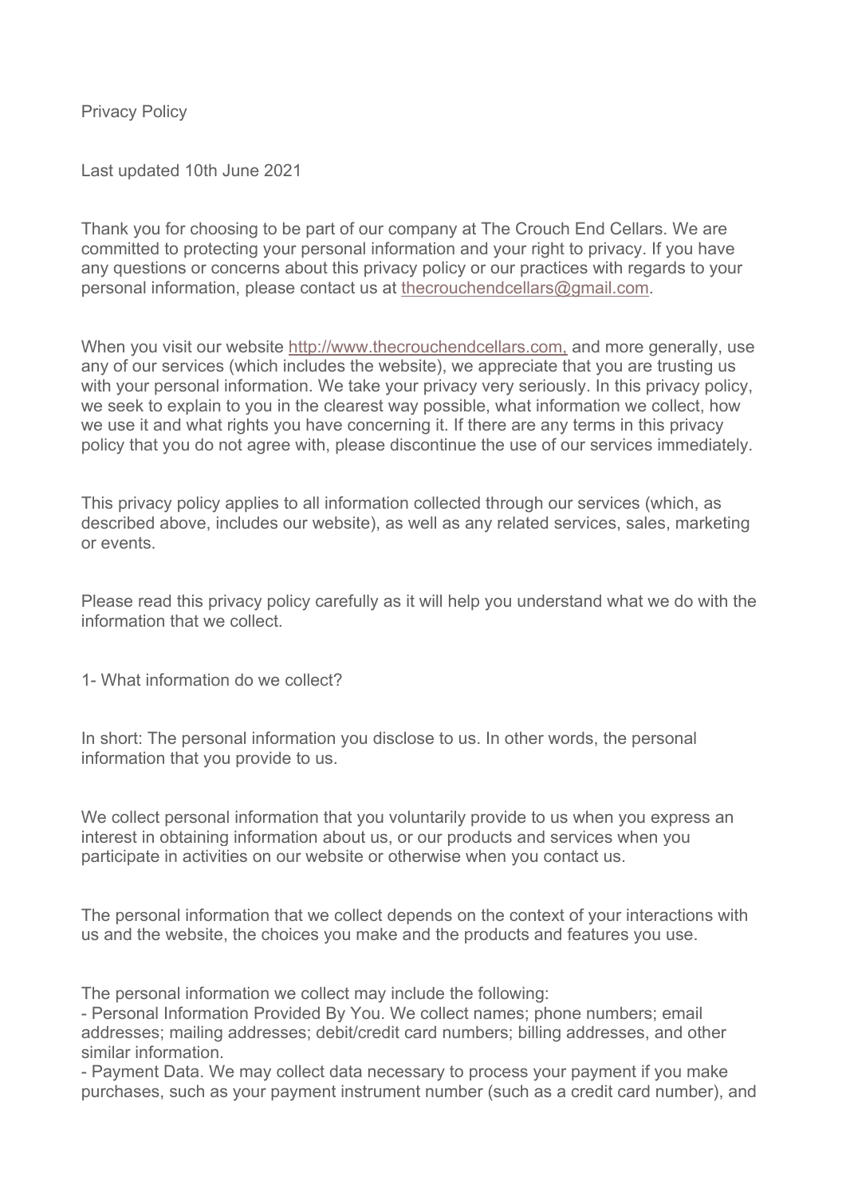# Privacy Policy

Last updated 10th June 2021

Thank you for choosing to be part of our company at The Crouch End Cellars. We are committed to protecting your personal information and your right to privacy. If you have any questions or concerns about this privacy policy or our practices with regards to your personal information, please contact us at thecrouchendcellars@gmail.com.

When you visit our website http://www.thecrouchendcellars.com, and more generally, use any of our services (which includes the website), we appreciate that you are trusting us with your personal information. We take your privacy very seriously. In this privacy policy, we seek to explain to you in the clearest way possible, what information we collect, how we use it and what rights you have concerning it. If there are any terms in this privacy policy that you do not agree with, please discontinue the use of our services immediately.

This privacy policy applies to all information collected through our services (which, as described above, includes our website), as well as any related services, sales, marketing or events.

Please read this privacy policy carefully as it will help you understand what we do with the information that we collect.

## 1- What information do we collect?

In short: The personal information you disclose to us. In other words, the personal information that you provide to us.

We collect personal information that you voluntarily provide to us when you express an interest in obtaining information about us, or our products and services when you participate in activities on our website or otherwise when you contact us.

The personal information that we collect depends on the context of your interactions with us and the website, the choices you make and the products and features you use.

The personal information we collect may include the following:

- Personal Information Provided By You. We collect names; phone numbers; email addresses; mailing addresses; debit/credit card numbers; billing addresses, and other similar information.
- Payment Data. We may collect data necessary to process your payment if you make purchases, such as your payment instrument number (such as a credit card number), and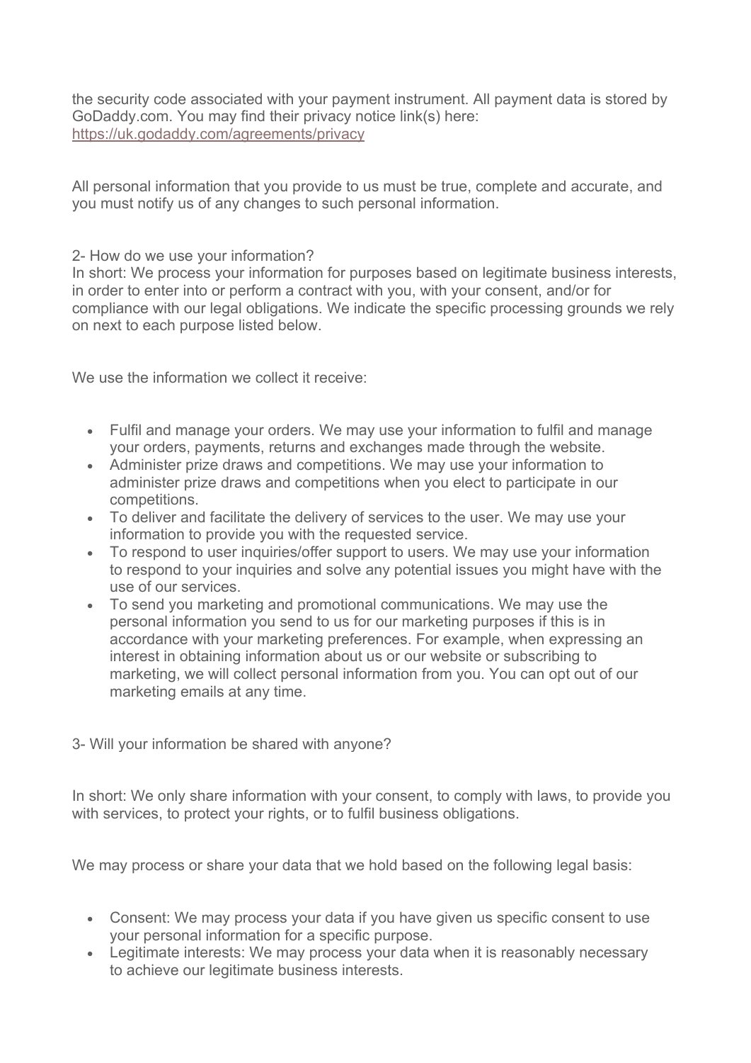the security code associated with your payment instrument. All payment data is stored by GoDaddy.com. You may find their privacy notice link(s) here: [https://uk.godaddy.com/agreements/privacy](https://uk.godaddy.com/agreements/privacy)

All personal information that you provide to us must be true, complete and accurate, and you must notify us of any changes to such personal information.

## 2- How do we use your information?

In short: We process your information for purposes based on legitimate business interests, in order to enter into or perform a contract with you, with your consent, and/or for compliance with our legal obligations. We indicate the specific processing grounds we rely on next to each purpose listed below.

We use the information we collect it receive:

- Fulfil and manage your orders. We may use your information to fulfil and manage your orders, payments, returns and exchanges made through the website.
- Administer prize draws and competitions. We may use your information to administer prize draws and competitions when you elect to participate in our competitions.
- To deliver and facilitate the delivery of services to the user. We may use your information to provide you with the requested service.
- To respond to user inquiries/offer support to users. We may use your information to respond to your inquiries and solve any potential issues you might have with the use of our services.
- To send you marketing and promotional communications. We may use the personal information you send to us for our marketing purposes if this is in accordance with your marketing preferences. For example, when expressing an interest in obtaining information about us or our website or subscribing to marketing, we will collect personal information from you. You can opt out of our marketing emails at any time.

## 3- Will your information be shared with anyone?

In short: We only share information with your consent, to comply with laws, to provide you with services, to protect your rights, or to fulfil business obligations.

We may process or share your data that we hold based on the following legal basis:

- Consent: We may process your data if you have given us specific consent to use your personal information for a specific purpose.
- Legitimate interests: We may process your data when it is reasonably necessary to achieve our legitimate business interests.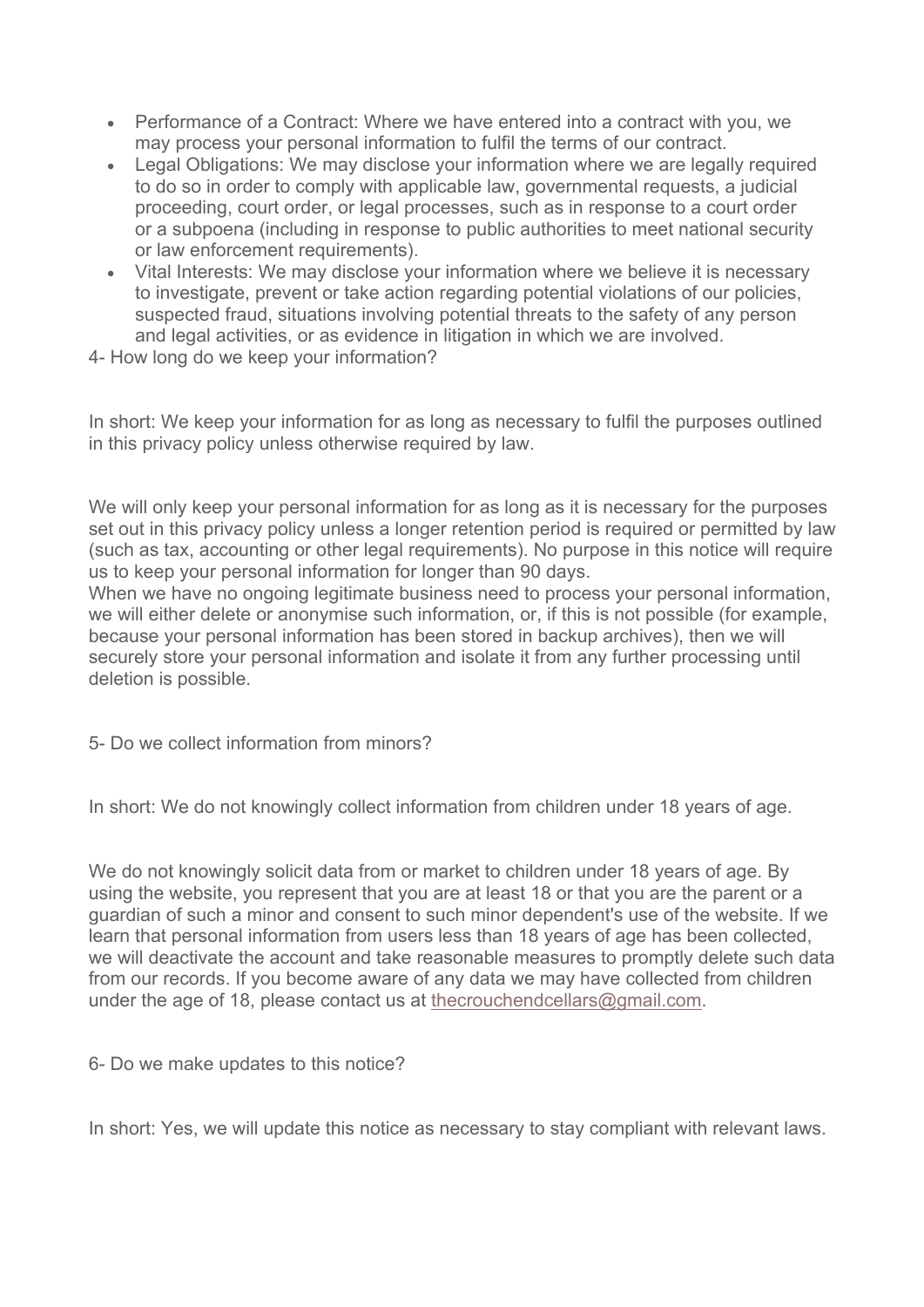- Performance of a Contract: Where we have entered into a contract with you, we may process your personal information to fulfil the terms of our contract.
- Legal Obligations: We may disclose your information where we are legally required to do so in order to comply with applicable law, governmental requests, a judicial proceeding, court order, or legal processes, such as in response to a court order or a subpoena (including in response to public authorities to meet national security or law enforcement requirements).
- Vital Interests: We may disclose your information where we believe it is necessary to investigate, prevent or take action regarding potential violations of our policies, suspected fraud, situations involving potential threats to the safety of any person and legal activities, or as evidence in litigation in which we are involved.

4- How long do we keep your information?

In short: We keep your information for as long as necessary to fulfil the purposes outlined in this privacy policy unless otherwise required by law.

We will only keep your personal information for as long as it is necessary for the purposes set out in this privacy policy unless a longer retention period is required or permitted by law (such as tax, accounting or other legal requirements). No purpose in this notice will require us to keep your personal information for longer than 90 days.
When we have no ongoing legitimate business need to process your personal information, we will either delete or anonymise such information, or, if this is not possible (for example, because your personal information has been stored in backup archives), then we will securely store your personal information and isolate it from any further processing until deletion is possible.

5- Do we collect information from minors?

In short: We do not knowingly collect information from children under 18 years of age.

We do not knowingly solicit data from or market to children under 18 years of age. By using the website, you represent that you are at least 18 or that you are the parent or a guardian of such a minor and consent to such minor dependent's use of the website. If we learn that personal information from users less than 18 years of age has been collected, we will deactivate the account and take reasonable measures to promptly delete such data from our records. If you become aware of any data we may have collected from children under the age of 18, please contact us at thecrouchendcellars@gmail.com.

6- Do we make updates to this notice?

In short: Yes, we will update this notice as necessary to stay compliant with relevant laws.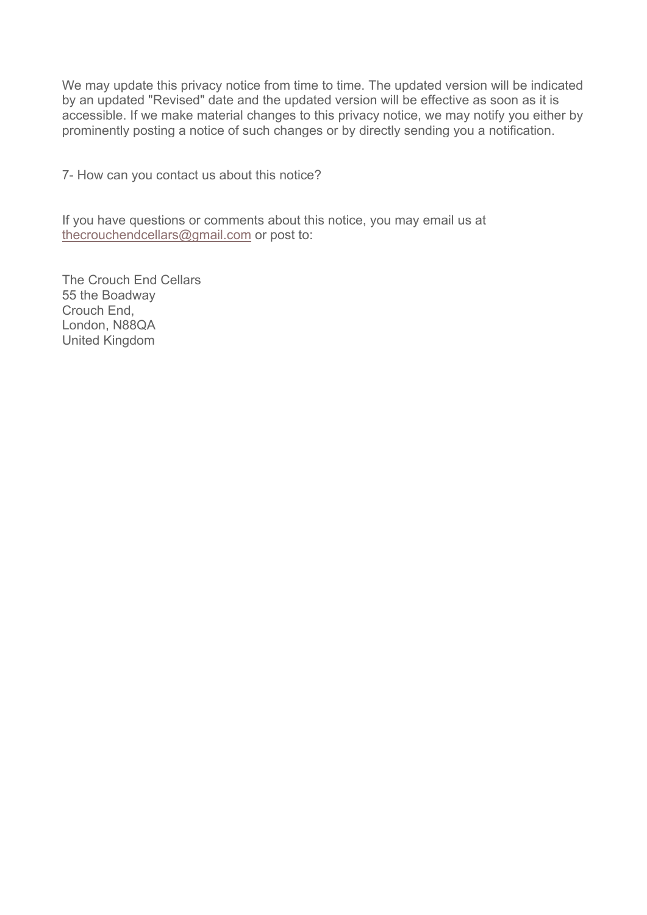We may update this privacy notice from time to time. The updated version will be indicated by an updated "Revised" date and the updated version will be effective as soon as it is accessible. If we make material changes to this privacy notice, we may notify you either by prominently posting a notice of such changes or by directly sending you a notification.

7- How can you contact us about this notice?

If you have questions or comments about this notice, you may email us at thecrouchendcellars@gmail.com or post to:

The Crouch End Cellars
55 the Boadway
Crouch End,
London, N88QA
United Kingdom